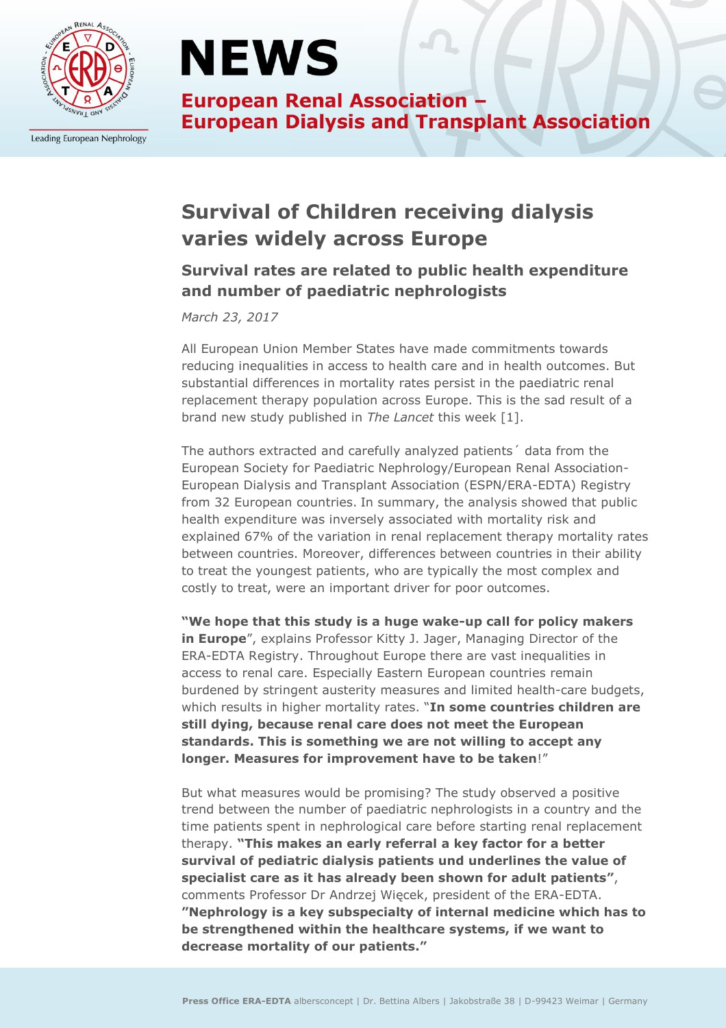# NEWS

**European Renal Association – European Dialysis and Transplant Association**

Leading European Nephrology

## Survival of Children receiving dialysis varies widely across Europe

### Survival rates are related to public health expenditure and number of paediatric nephrologists

*March 23, 2017*

All European Union Member States have made commitments towards reducing inequalities in access to health care and in health outcomes. But substantial differences in mortality rates persist in the paediatric renal replacement therapy population across Europe. This is the sad result of a brand new study published in *The Lancet* this week [1].

The authors extracted and carefully analyzed patients´ data from the European Society for Paediatric Nephrology/European Renal Association-European Dialysis and Transplant Association (ESPN/ERA-EDTA) Registry from 32 European countries. In summary, the analysis showed that public health expenditure was inversely associated with mortality risk and explained 67% of the variation in renal replacement therapy mortality rates between countries. Moreover, differences between countries in their ability to treat the youngest patients, who are typically the most complex and costly to treat, were an important driver for poor outcomes.

**"We hope that this study is a huge wake-up call for policy makers in Europe"**, explains Professor Kitty J. Jager, Managing Director of the ERA-EDTA Registry. Throughout Europe there are vast inequalities in access to renal care. Especially Eastern European countries remain burdened by stringent austerity measures and limited health-care budgets, which results in higher mortality rates. "**In some countries children are still dying, because renal care does not meet the European standards. This is something we are not willing to accept any longer. Measures for improvement have to be taken**!"

But what measures would be promising? The study observed a positive trend between the number of paediatric nephrologists in a country and the time patients spent in nephrological care before starting renal replacement therapy. **"This makes an early referral a key factor for a better survival of pediatric dialysis patients und underlines the value of specialist care as it has already been shown for adult patients"**, comments Professor Dr Andrzej Więcek, president of the ERA-EDTA. **"Nephrology is a key subspecialty of internal medicine which has to be strengthened within the healthcare systems, if we want to decrease mortality of our patients."**

**Press Office ERA-EDTA** albersconcept | Dr. Bettina Albers | Jakobstraße 38 | D-99423 Weimar | Germany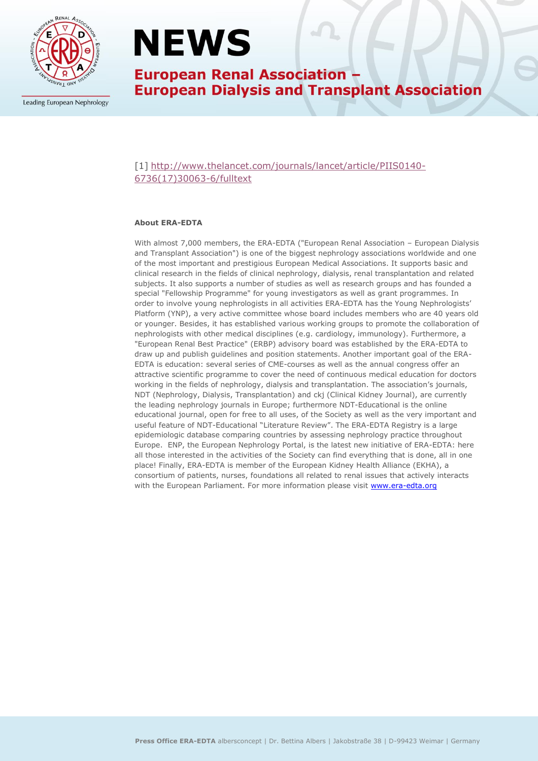[1] http://www.thelancet.com/journals/lancet/article/PIIS0140-6736(17)30063-6/fulltext

**About ERA-EDTA**

With almost 7,000 members, the ERA-EDTA ("European Renal Association – European Dialysis and Transplant Association") is one of the biggest nephrology associations worldwide and one of the most important and prestigious European Medical Associations. It supports basic and clinical research in the fields of clinical nephrology, dialysis, renal transplantation and related subjects. It also supports a number of studies as well as research groups and has founded a special "Fellowship Programme" for young investigators as well as grant programmes. In order to involve young nephrologists in all activities ERA-EDTA has the Young Nephrologists' Platform (YNP), a very active committee whose board includes members who are 40 years old or younger. Besides, it has established various working groups to promote the collaboration of nephrologists with other medical disciplines (e.g. cardiology, immunology). Furthermore, a "European Renal Best Practice" (ERBP) advisory board was established by the ERA-EDTA to draw up and publish guidelines and position statements. Another important goal of the ERA-EDTA is education: several series of CME-courses as well as the annual congress offer an attractive scientific programme to cover the need of continuous medical education for doctors working in the fields of nephrology, dialysis and transplantation. The association's journals, NDT (Nephrology, Dialysis, Transplantation) and ckj (Clinical Kidney Journal), are currently the leading nephrology journals in Europe; furthermore NDT-Educational is the online educational journal, open for free to all uses, of the Society as well as the very important and useful feature of NDT-Educational "Literature Review". The ERA-EDTA Registry is a large epidemiologic database comparing countries by assessing nephrology practice throughout Europe. ENP, the European Nephrology Portal, is the latest new initiative of ERA-EDTA: here all those interested in the activities of the Society can find everything that is done, all in one place! Finally, ERA-EDTA is member of the European Kidney Health Alliance (EKHA), a consortium of patients, nurses, foundations all related to renal issues that actively interacts with the European Parliament. For more information please visit www.era-edta.org

**Press Office ERA-EDTA** altersconcept | Dr. Bettina Albers | Jakobstraße 38 | D-99423 Weimar | Germany